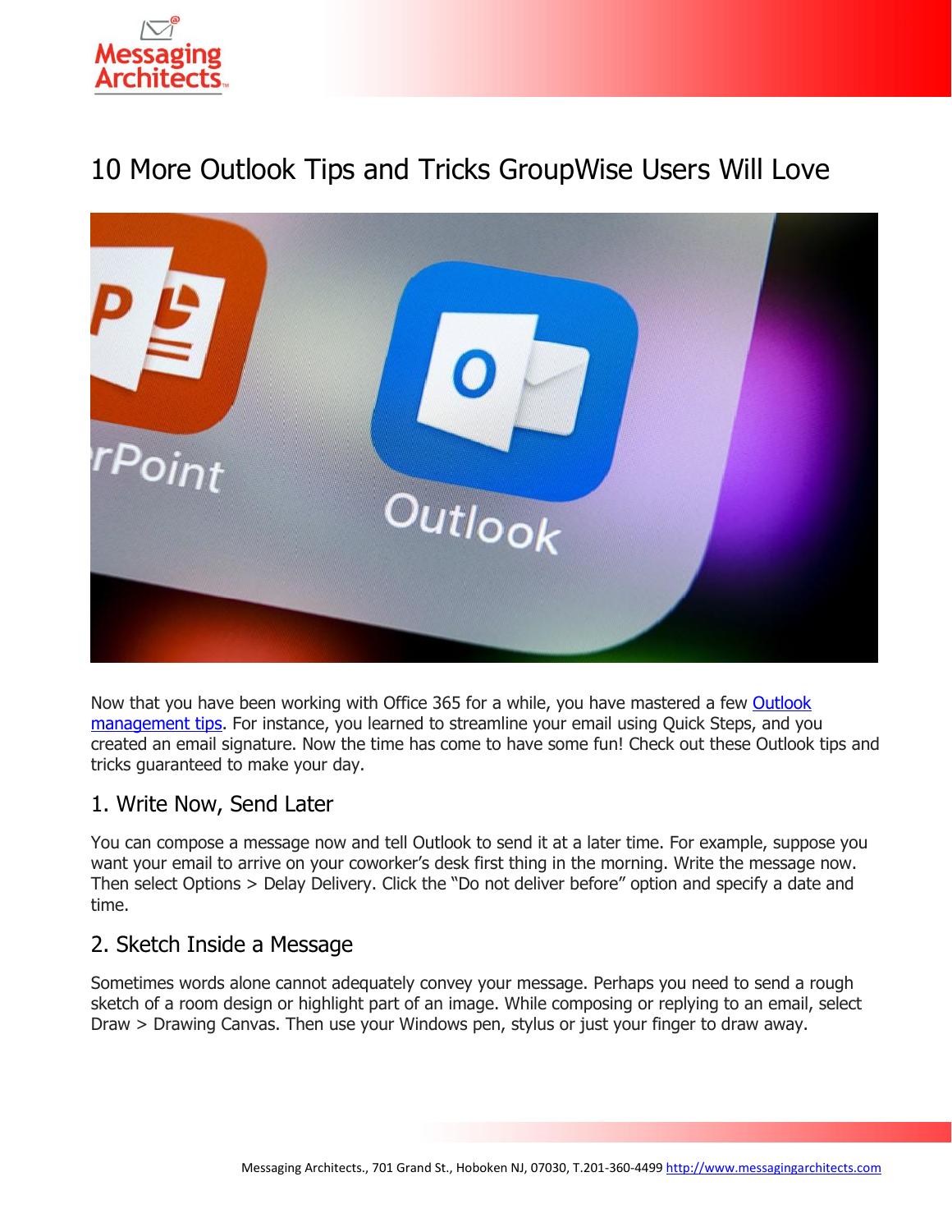# 10 More Outlook Tips and Tricks GroupWise Users Will Love

Now that you have been working with Office 365 for a while, you have mastered a few [Outlook management tips](). For instance, you learned to streamline your email using Quick Steps, and you created an email signature. Now the time has come to have some fun! Check out these Outlook tips and tricks guaranteed to make your day.

## 1. Write Now, Send Later

You can compose a message now and tell Outlook to send it at a later time. For example, suppose you want your email to arrive on your coworker's desk first thing in the morning. Write the message now. Then select Options > Delay Delivery. Click the "Do not deliver before" option and specify a date and time.

## 2. Sketch Inside a Message

Sometimes words alone cannot adequately convey your message. Perhaps you need to send a rough sketch of a room design or highlight part of an image. While composing or replying to an email, select Draw > Drawing Canvas. Then use your Windows pen, stylus or just your finger to draw away.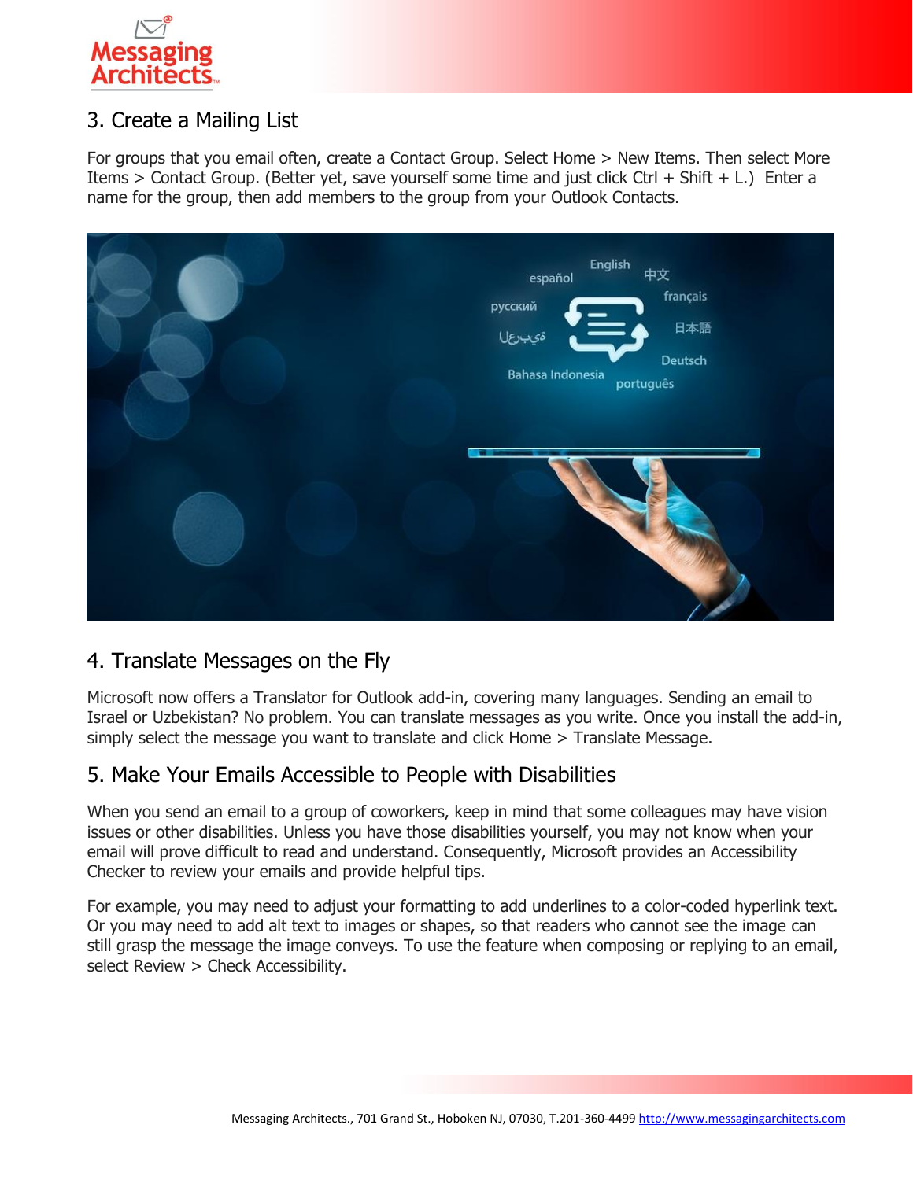## 3. Create a Mailing List

For groups that you email often, create a Contact Group. Select Home > New Items. Then select More Items > Contact Group. (Better yet, save yourself some time and just click Ctrl + Shift + L.) Enter a name for the group, then add members to the group from your Outlook Contacts.

## 4. Translate Messages on the Fly

Microsoft now offers a Translator for Outlook add-in, covering many languages. Sending an email to Israel or Uzbekistan? No problem. You can translate messages as you write. Once you install the add-in, simply select the message you want to translate and click Home > Translate Message.

## 5. Make Your Emails Accessible to People with Disabilities

When you send an email to a group of coworkers, keep in mind that some colleagues may have vision issues or other disabilities. Unless you have those disabilities yourself, you may not know when your email will prove difficult to read and understand. Consequently, Microsoft provides an Accessibility Checker to review your emails and provide helpful tips.

For example, you may need to adjust your formatting to add underlines to a color-coded hyperlink text. Or you may need to add alt text to images or shapes, so that readers who cannot see the image can still grasp the message the image conveys. To use the feature when composing or replying to an email, select Review > Check Accessibility.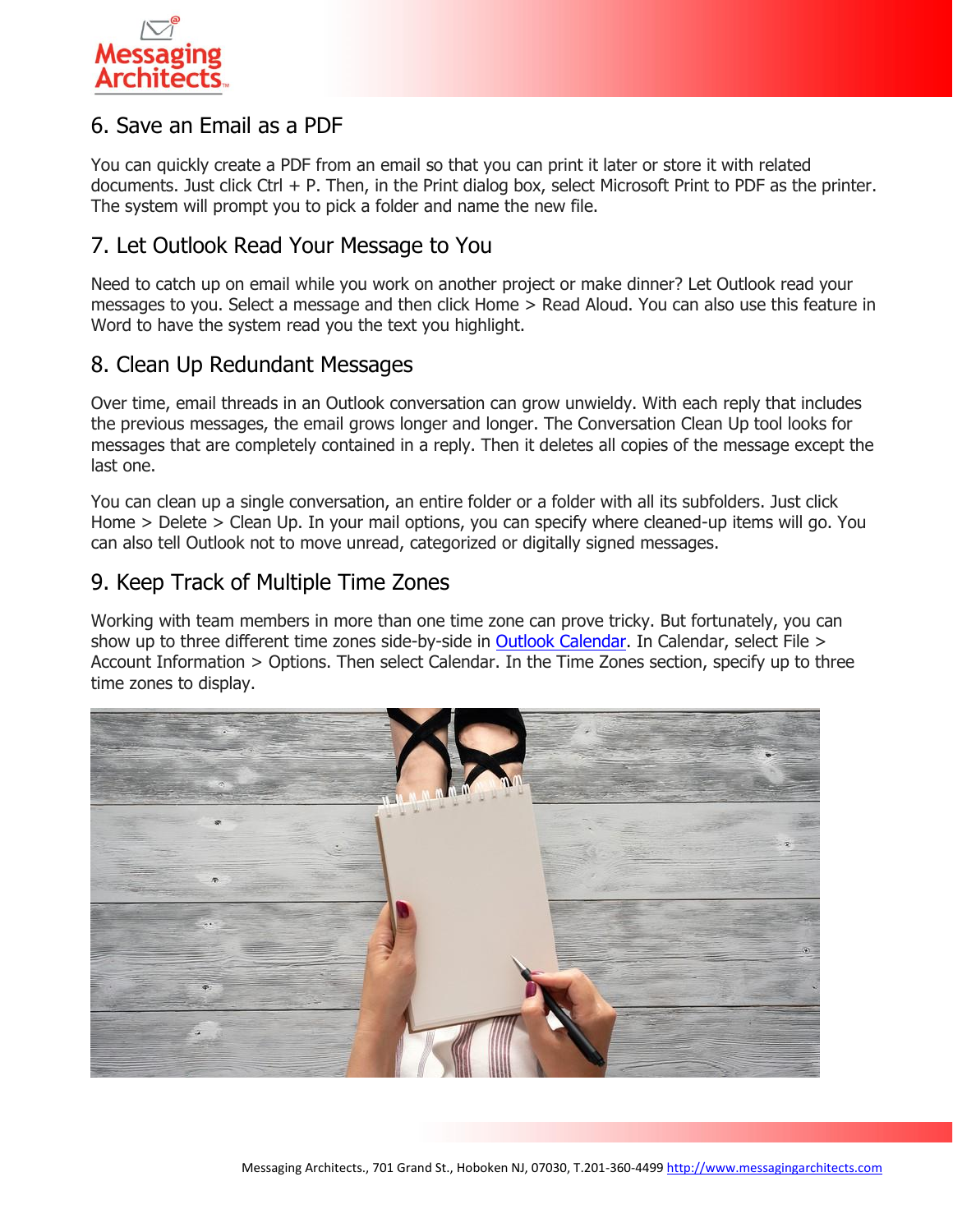## 6. Save an Email as a PDF

You can quickly create a PDF from an email so that you can print it later or store it with related documents. Just click Ctrl + P. Then, in the Print dialog box, select Microsoft Print to PDF as the printer. The system will prompt you to pick a folder and name the new file.

## 7. Let Outlook Read Your Message to You

Need to catch up on email while you work on another project or make dinner? Let Outlook read your messages to you. Select a message and then click Home > Read Aloud. You can also use this feature in Word to have the system read you the text you highlight.

## 8. Clean Up Redundant Messages

Over time, email threads in an Outlook conversation can grow unwieldy. With each reply that includes the previous messages, the email grows longer and longer. The Conversation Clean Up tool looks for messages that are completely contained in a reply. Then it deletes all copies of the message except the last one.

You can clean up a single conversation, an entire folder or a folder with all its subfolders. Just click Home > Delete > Clean Up. In your mail options, you can specify where cleaned-up items will go. You can also tell Outlook not to move unread, categorized or digitally signed messages.

## 9. Keep Track of Multiple Time Zones

Working with team members in more than one time zone can prove tricky. But fortunately, you can show up to three different time zones side-by-side in [Outlook Calendar](). In Calendar, select File > Account Information > Options. Then select Calendar. In the Time Zones section, specify up to three time zones to display.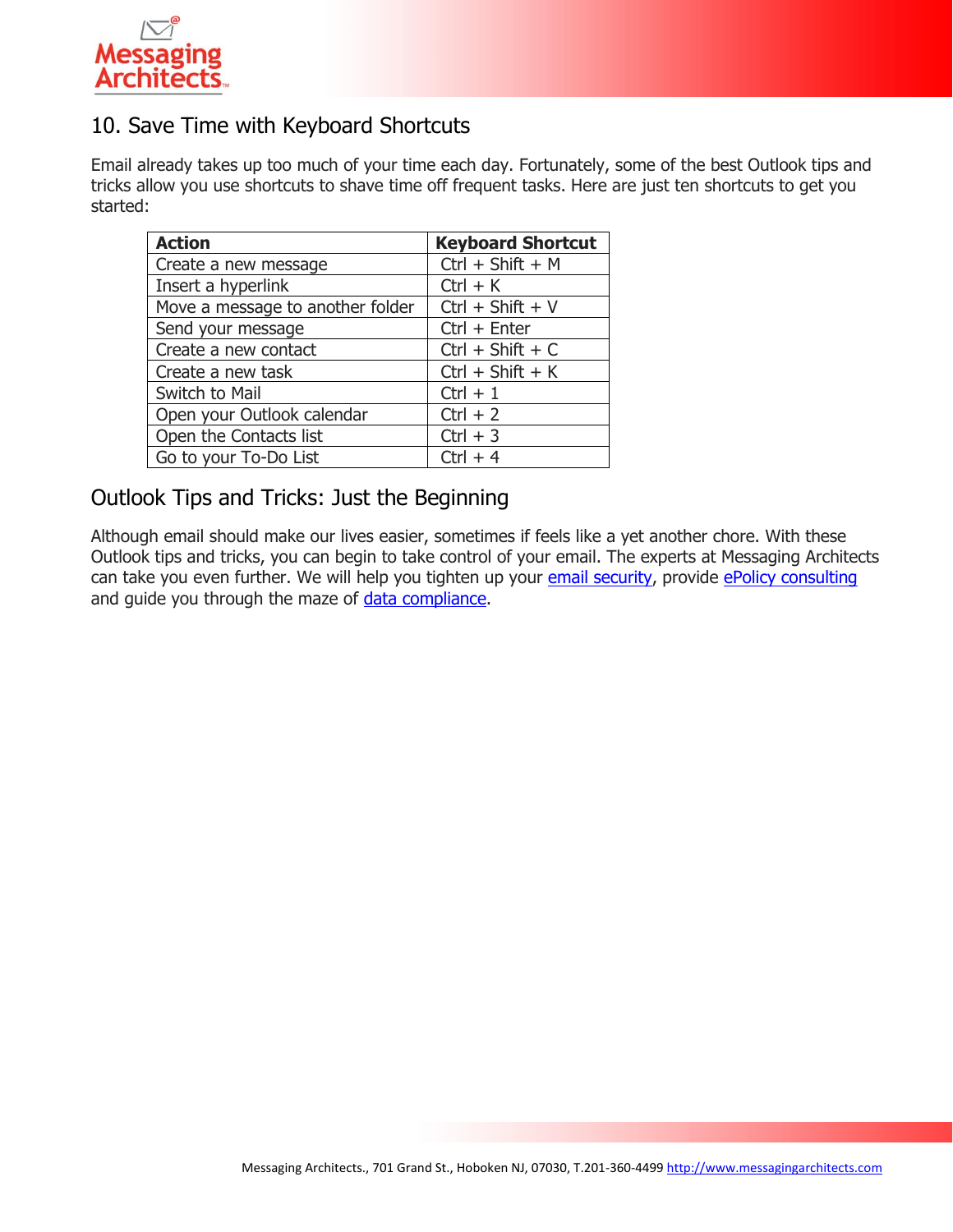## 10. Save Time with Keyboard Shortcuts

Email already takes up too much of your time each day. Fortunately, some of the best Outlook tips and tricks allow you use shortcuts to shave time off frequent tasks. Here are just ten shortcuts to get you started:

| Action | Keyboard Shortcut |
|---|---|
| Create a new message | Ctrl + Shift + M |
| Insert a hyperlink | Ctrl + K |
| Move a message to another folder | Ctrl + Shift + V |
| Send your message | Ctrl + Enter |
| Create a new contact | Ctrl + Shift + C |
| Create a new task | Ctrl + Shift + K |
| Switch to Mail | Ctrl + 1 |
| Open your Outlook calendar | Ctrl + 2 |
| Open the Contacts list | Ctrl + 3 |
| Go to your To-Do List | Ctrl + 4 |

## Outlook Tips and Tricks: Just the Beginning

Although email should make our lives easier, sometimes if feels like a yet another chore. With these Outlook tips and tricks, you can begin to take control of your email. The experts at Messaging Architects can take you even further. We will help you tighten up your email security, provide ePolicy consulting and guide you through the maze of data compliance.